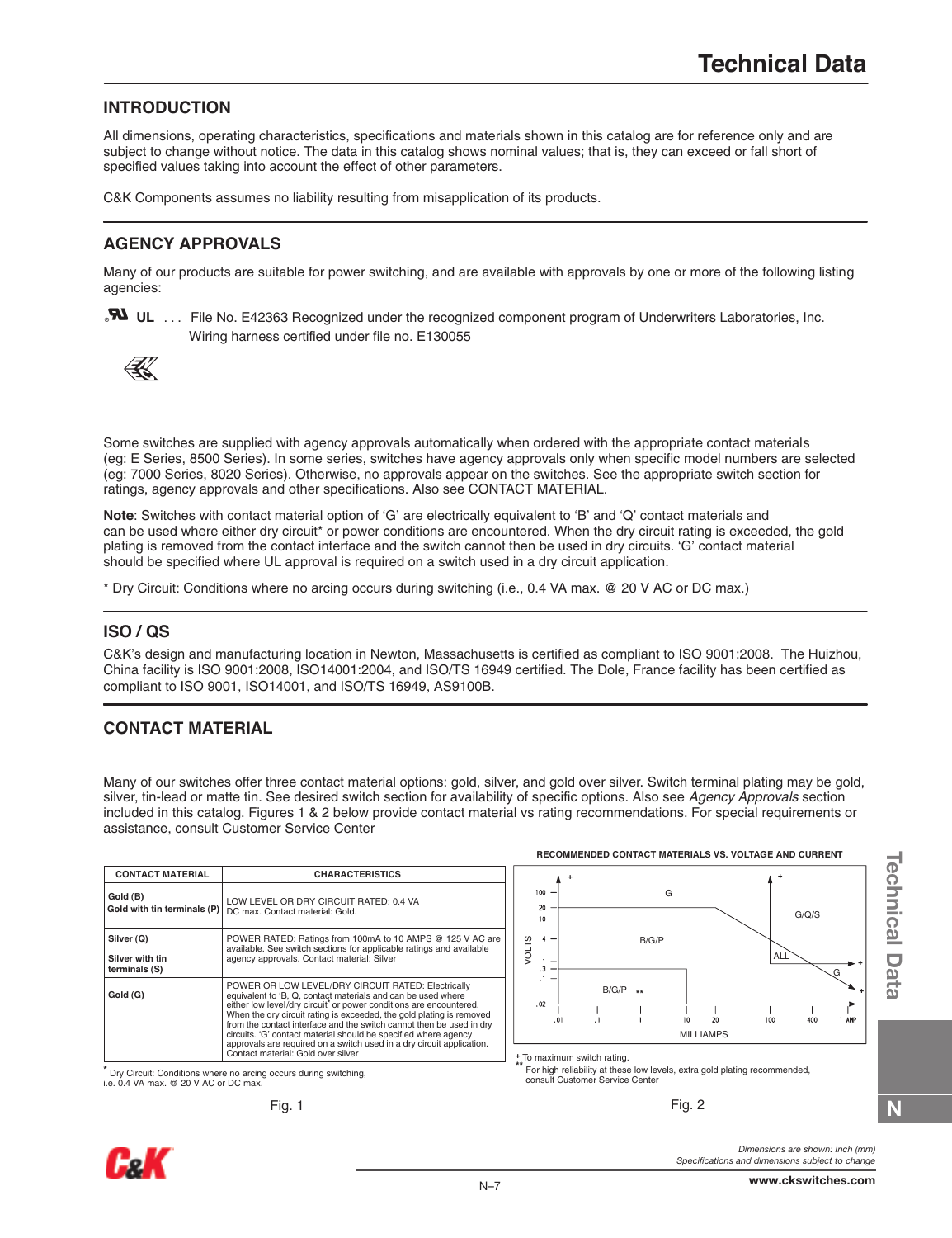# Technical Data

## INTRODUCTION

All dimensions, operating characteristics, specifications and materials shown in this catalog are for reference only and are subject to change without notice. The data in this catalog shows nominal values; that is, they can exceed or fall short of specified values taking into account the effect of other parameters.

C&K Components assumes no liability resulting from misapplication of its products.

## AGENCY APPROVALS

Many of our products are suitable for power switching, and are available with approvals by one or more of the following listing agencies:

**UL** . . . File No. E42363 Recognized under the recognized component program of Underwriters Laboratories, Inc. Wiring harness certified under file no. E130055

Some switches are supplied with agency approvals automatically when ordered with the appropriate contact materials (eg: E Series, 8500 Series). In some series, switches have agency approvals only when specific model numbers are selected (eg: 7000 Series, 8020 Series). Otherwise, no approvals appear on the switches. See the appropriate switch section for ratings, agency approvals and other specifications. Also see CONTACT MATERIAL.

**Note**: Switches with contact material option of 'G' are electrically equivalent to 'B' and 'Q' contact materials and can be used where either dry circuit* or power conditions are encountered. When the dry circuit rating is exceeded, the gold plating is removed from the contact interface and the switch cannot then be used in dry circuits. 'G' contact material should be specified where UL approval is required on a switch used in a dry circuit application.

* Dry Circuit: Conditions where no arcing occurs during switching (i.e., 0.4 VA max. @ 20 V AC or DC max.)

## ISO / QS

C&K's design and manufacturing location in Newton, Massachusetts is certified as compliant to ISO 9001:2008. The Huizhou, China facility is ISO 9001:2008, ISO14001:2004, and ISO/TS 16949 certified. The Dole, France facility has been certified as compliant to ISO 9001, ISO14001, and ISO/TS 16949, AS9100B.

## CONTACT MATERIAL

Many of our switches offer three contact material options: gold, silver, and gold over silver. Switch terminal plating may be gold, silver, tin-lead or matte tin. See desired switch section for availability of specific options. Also see *Agency Approvals* section included in this catalog. Figures 1 & 2 below provide contact material vs rating recommendations. For special requirements or assistance, consult Customer Service Center

| CONTACT MATERIAL | CHARACTERISTICS |
| --- | --- |
| Gold (B)<br>Gold with tin terminals (P) | LOW LEVEL OR DRY CIRCUIT RATED: 0.4 VA DC max. Contact material: Gold. |
| Silver (Q)<br>Silver with tin terminals (S) | POWER RATED: Ratings from 100mA to 10 AMPS @ 125 V AC are available. See switch sections for applicable ratings and available agency approvals. Contact material: Silver |
| Gold (G) | POWER OR LOW LEVEL/DRY CIRCUIT RATED: Electrically equivalent to 'B, Q, contact materials and can be used where either low level/dry circuit* or power conditions are encountered. When the dry circuit rating is exceeded, the gold plating is removed from the contact interface and the switch cannot then be used in dry circuits. 'G' contact material should be specified where agency approvals are required on a switch used in a dry circuit application. Contact material: Gold over silver |

* Dry Circuit: Conditions where no arcing occurs during switching, i.e. 0.4 VA max. @ 20 V AC or DC max.

Fig. 1

RECOMMENDED CONTACT MATERIALS VS. VOLTAGE AND CURRENT

+ To maximum switch rating.

** For high reliability at these low levels, extra gold plating recommended, consult Customer Service Center

Fig. 2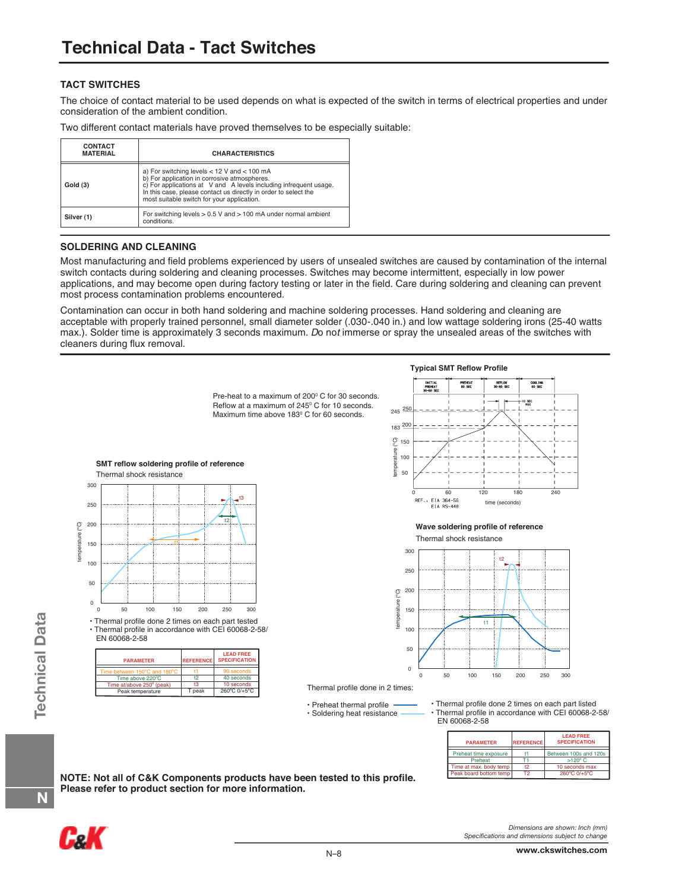# Technical Data - Tact Switches

## TACT SWITCHES

The choice of contact material to be used depends on what is expected of the switch in terms of electrical properties and under consideration of the ambient condition.

Two different contact materials have proved themselves to be especially suitable:

| CONTACT MATERIAL | CHARACTERISTICS |
|---|---|
| Gold (3) | a) For switching levels < 12 V and < 100 mA<br>b) For application in corrosive atmospheres.<br>c) For applications at V and A levels including infrequent usage. In this case, please contact us directly in order to select the most suitable switch for your application. |
| Silver (1) | For switching levels > 0.5 V and > 100 mA under normal ambient conditions. |

## SOLDERING AND CLEANING

Most manufacturing and field problems experienced by users of unsealed switches are caused by contamination of the internal switch contacts during soldering and cleaning processes. Switches may become intermittent, especially in low power applications, and may become open during factory testing or later in the field. Care during soldering and cleaning can prevent most process contamination problems encountered.

Contamination can occur in both hand soldering and machine soldering processes. Hand soldering and cleaning are acceptable with properly trained personnel, small diameter solder (.030-.040 in.) and low wattage soldering irons (25-40 watts max.). Solder time is approximately 3 seconds maximum. *Do not* immerse or spray the unsealed areas of the switches with cleaners during flux removal.

### Typical SMT Reflow Profile

Pre-heat to a maximum of 200° C for 30 seconds.
Reflow at a maximum of 245° C for 10 seconds.
Maximum time above 183° C for 60 seconds.

REF.: EIA 364-56, EIA RS-448

### SMT reflow soldering profile of reference

Thermal shock resistance

- Thermal profile done 2 times on each part tested
- Thermal profile in accordance with CEI 60068-2-58/ EN 60068-2-58

| PARAMETER | REFERENCE | LEAD FREE SPECIFICATION |
|---|---|---|
| Time between 150°C and 180°C | t1 | 90 seconds |
| Time above 220°C | t2 | 40 seconds |
| Time at/above 250° (peak) | t3 | 10 seconds |
| Peak temperature | T peak | 260°C 0/+5°C |

### Wave soldering profile of reference

Thermal shock resistance

Thermal profile done in 2 times:

- Preheat thermal profile
- Soldering heat resistance

- Thermal profile done 2 times on each part listed
- Thermal profile in accordance with CEI 60068-2-58/ EN 60068-2-58

| PARAMETER | REFERENCE | LEAD FREE SPECIFICATION |
|---|---|---|
| Preheat time exposure | t1 | Between 100s and 120s |
| Preheat | T1 | >120° C |
| Time at max. body temp | t2 | 10 seconds max |
| Peak board bottom temp | T2 | 260°C 0/+5°C |

**NOTE: Not all of C&K Components products have been tested to this profile. Please refer to product section for more information.**

Dimensions are shown: Inch (mm)
Specifications and dimensions subject to change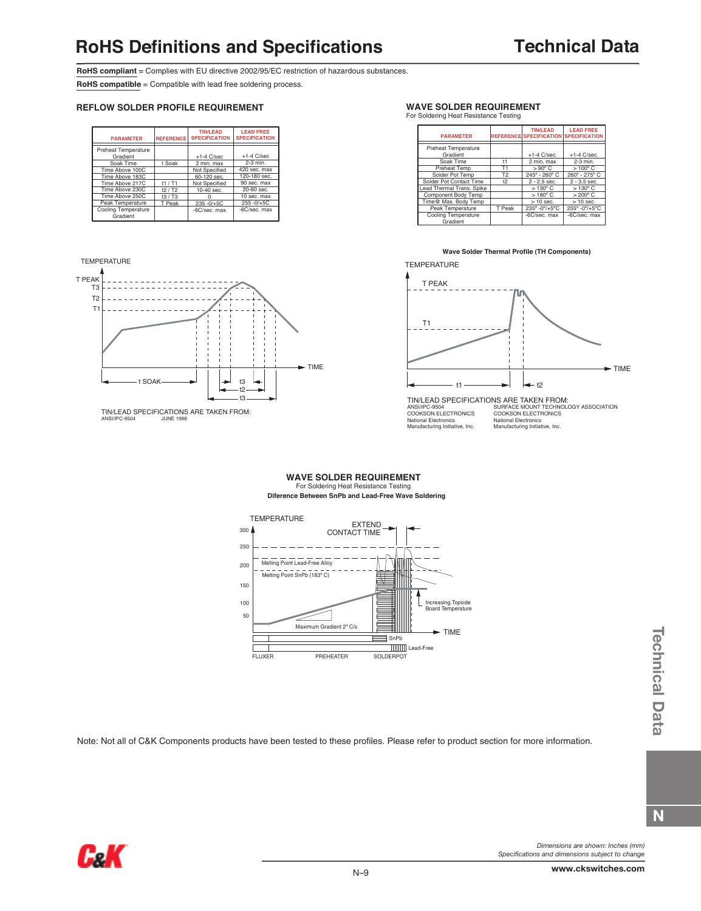# RoHS Definitions and Specifications

**RoHS compliant** = Complies with EU directive 2002/95/EC restriction of hazardous substances.

**RoHS compatible** = Compatible with lead free soldering process.

## REFLOW SOLDER PROFILE REQUIREMENT

| PARAMETER | REFERENCE | TIN/LEAD SPECIFICATION | LEAD FREE SPECIFICATION |
|---|---|---|---|
| Preheat Temperature Gradient | | +1-4 C/sec | +1-4 C/sec |
| Soak Time | t Soak | 2 min. max | 2-3 min. |
| Time Above 100C | | Not Specified | 420 sec. max |
| Time Above 183C | | 60-120 sec. | 120-180 sec. |
| Time Above 217C | t1 / T1 | Not Specified | 90 sec. max |
| Time Above 230C | t2 / T2 | 10-40 sec. | 20-60 sec. |
| Time Above 250C | t3 / T3 | 0 | 10 sec. max |
| Peak Temperature | T Peak | 235 -0/+5C | 255 -0/+5C |
| Cooling Temperature Gradient | | -6C/sec. max | -6C/sec. max |

TIN/LEAD SPECIFICATIONS ARE TAKEN FROM:
ANSI/IPC-9504 JUNE 1998

## WAVE SOLDER REQUIREMENT

For Soldering Heat Resistance Testing

| PARAMETER | REFERENCE | TIN/LEAD SPECIFICATION | LEAD FREE SPECIFICATION |
|---|---|---|---|
| Preheat Temperature Gradient | | +1-4 C/sec. | +1-4 C/sec. |
| Soak Time | t1 | 2 min. max | 2-3 min. |
| Preheat Temp | T1 | > 90° C | > 100° C |
| Solder Pot Temp | T2 | 245° - 260° C | 260° - 275° C |
| Solder Pot Contact Time | t2 | 2 - 2.5 sec. | 2 - 3.5 sec. |
| Lead Thermal Trans. Spike | | > 130° C | > 130° C |
| Component Body Temp | | > 180° C | > 200° C |
| Time @ Max. Body Temp | | > 10 sec. | > 10 sec. |
| Peak Temperature | T Peak | 235° -0°/+5°C | 255° -0°/+5°C |
| Cooling Temperature Gradient | | -6C/sec. max | -6C/sec. max |

**Wave Solder Thermal Profile (TH Components)**

TIN/LEAD SPECIFICATIONS ARE TAKEN FROM:

ANSI/IPC-9504 — SURFACE MOUNT TECHNOLOGY ASSOCIATION
COOKSON ELECTRONICS — COOKSON ELECTRONICS
National Electronics — National Electronics
Manufacturing Initiative, Inc. — Manufacturing Initiative, Inc.

## WAVE SOLDER REQUIREMENT

For Soldering Heat Resistance Testing

**Diference Between SnPb and Lead-Free Wave Soldering**

Note: Not all of C&K Components products have been tested to these profiles. Please refer to product section for more information.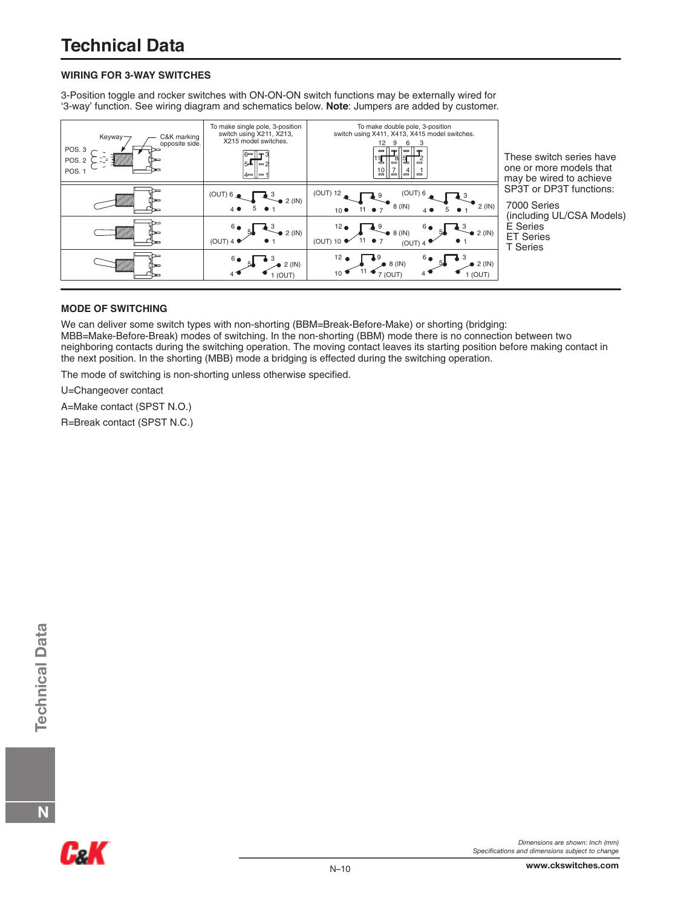## Technical Data

### WIRING FOR 3-WAY SWITCHES

3-Position toggle and rocker switches with ON-ON-ON switch functions may be externally wired for '3-way' function. See wiring diagram and schematics below. **Note**: Jumpers are added by customer.

| Keyway / C&K marking opposite side. POS. 3, POS. 2, POS. 1 | To make single pole, 3-position switch using X211, X213, X215 model switches. | To make double pole, 3-position switch using X411, X413, X415 model switches. |
|---|---|---|
| | (OUT) 6, 3, 2 (IN), 4, 5, 1 | (OUT) 12, 9, 8 (IN), 10, 11, 7 — (OUT) 6, 3, 2 (IN), 4, 5, 1 |
| | 6, 5, 3, 2 (IN), (OUT) 4, 1 | 12, 9, 8 (IN), (OUT) 10, 11, 7 — 6, 5, 3, 2 (IN), (OUT) 4, 1 |
| | 6, 5, 3, 2 (IN), 4, 1 (OUT) | 12, 9, 8 (IN), 10, 11, 7 (OUT) — 6, 5, 3, 2 (IN), 4, 1 (OUT) |

These switch series have one or more models that may be wired to achieve SP3T or DP3T functions:

- 7000 Series (including UL/CSA Models)
- E Series
- ET Series
- T Series

### MODE OF SWITCHING

We can deliver some switch types with non-shorting (BBM=Break-Before-Make) or shorting (bridging: MBB=Make-Before-Break) modes of switching. In the non-shorting (BBM) mode there is no connection between two neighboring contacts during the switching operation. The moving contact leaves its starting position before making contact in the next position. In the shorting (MBB) mode a bridging is effected during the switching operation.

The mode of switching is non-shorting unless otherwise specified.

U=Changeover contact

A=Make contact (SPST N.O.)

R=Break contact (SPST N.C.)